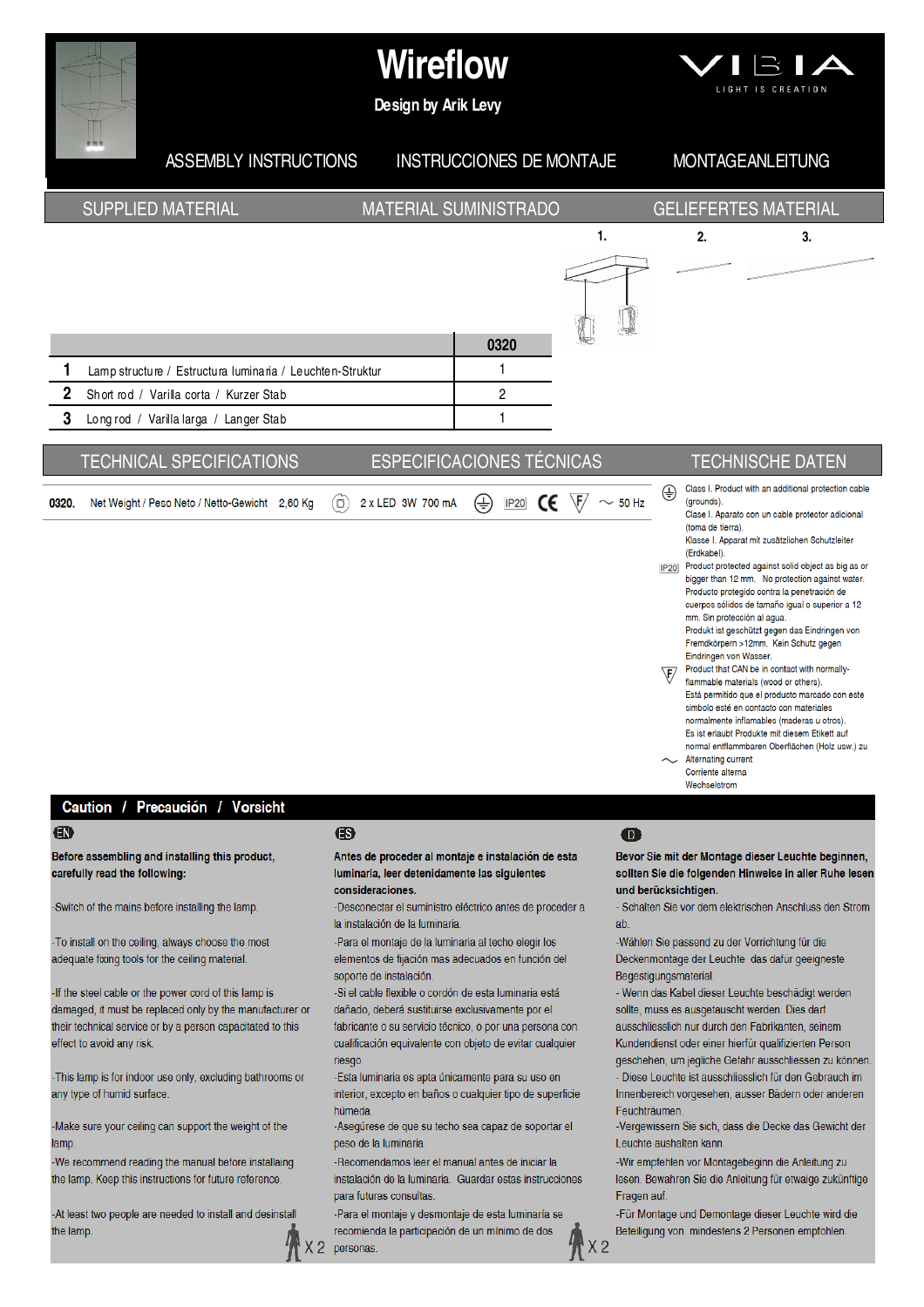# Wireflow

Design by Arik Levy

VIBIA
LIGHT IS CREATION

ASSEMBLY INSTRUCTIONS   INSTRUCCIONES DE MONTAJE   MONTAGEANLEITUNG

## SUPPLIED MATERIAL   MATERIAL SUMINISTRADO   GELIEFERTES MATERIAL

1.   2.   3.

| | | 0320 |
|---|---|---|
| 1 | Lamp structure / Estructura luminaria / Leuchten-Struktur | 1 |
| 2 | Short rod / Varilla corta / Kurzer Stab | 2 |
| 3 | Long rod / Varilla larga / Langer Stab | 1 |

## TECHNICAL SPECIFICATIONS   ESPECIFICACIONES TÉCNICAS   TECHNISCHE DATEN

**0320.** Net Weight / Peso Neto / Netto-Gewicht 2,60 Kg   2 x LED 3W 700 mA   IP20   CE   F   ~ 50 Hz

Class I. Product with an additional protection cable (grounds).
Clase I. Aparato con un cable protector adicional (toma de tierra).
Klasse I. Apparat mit zusätzlichen Schutzleiter (Erdkabel).

IP20 Product protected against solid object as big as or bigger than 12 mm. No protection against water.
Producto protegido contra la penetración de cuerpos sólidos de tamaño igual o superior a 12 mm. Sin protección al agua.
Produkt ist geschützt gegen das Eindringen von Fremdkörpern >12mm. Kein Schutz gegen Eindringen von Wasser.

F Product that CAN be in contact with normally-flammable materials (wood or others).
Está permitido que el producto marcado con este símbolo esté en contacto con materiales normalmente inflamables (maderas u otros).
Es ist erlaubt Produkte mit diesem Etikett auf normal entflammbaren Oberflächen (Holz usw.) zu

~ Alternating current
Corriente alterna
Wechselstrom

## Caution / Precaución / Vorsicht

**EN**

**Before assembling and installing this product, carefully read the following:**

-Switch of the mains before installing the lamp.

-To install on the ceiling, always choose the most adequate fixing tools for the ceiling material.

-If the steel cable or the power cord of this lamp is damaged, it must be replaced only by the manufacturer or their technical service or by a person capacitated to this effect to avoid any risk.

-This lamp is for indoor use only, excluding bathrooms or any type of humid surface.

-Make sure your ceiling can support the weight of the lamp.

-We recommend reading the manual before installaing the lamp. Keep this instructions for future reference.

-At least two people are needed to install and desinstall the lamp. X 2

**ES**

**Antes de proceder al montaje e instalación de esta luminaria, leer detenidamente las siguientes consideraciones.**

-Desconectar el suministro eléctrico antes de proceder a la instalación de la luminaria.

-Para el montaje de la luminaria al techo elegir los elementos de fijación mas adecuados en función del soporte de instalación.

-Si el cable flexible o cordón de esta luminaria está dañado, deberá sustituirse exclusivamente por el fabricante o su servicio técnico, o por una persona con cualificación equivalente con objeto de evitar cualquier riesgo

-Esta luminaria es apta únicamente para su uso en interior, excepto en baños o cualquier tipo de superficie húmeda.

-Asegúrese de que su techo sea capaz de soportar el peso de la luminaria.

-Recomendamos leer el manual antes de iniciar la instalación de la luminaria. Guardar estas instrucciones para futuras consultas.

-Para el montaje y desmontaje de esta luminaría se recomienda la participación de un mínimo de dos personas. X 2

**D**

**Bevor Sie mit der Montage dieser Leuchte beginnen, sollten Sie die folgenden Hinweise in aller Ruhe lesen und berücksichtigen.**

- Schalten Sie vor dem elektrischen Anschluss den Strom ab.

-Wählen Sie passend zu der Vorrichtung für die Deckenmontage der Leuchte das dafür geeigneste Begestigungsmaterial.

- Wenn das Kabel dieser Leuchte beschädigt werden sollte, muss es ausgetauscht werden. Dies darf ausschliesslich nur durch den Fabrikanten, seinem Kundendienst oder einer hierfür qualifizierten Person geschehen, um jegliche Gefahr ausschliessen zu können.

- Diese Leuchte ist ausschliesslich für den Gebrauch im Innenbereich vorgesehen, ausser Bädern oder anderen Feuchträumen.

-Vergewissern Sie sich, dass die Decke das Gewicht der Leuchte aushalten kann.

-Wir empfehlen vor Montagebeginn die Anleitung zu lesen. Bewahren Sie die Anleitung für etwaige zukünftige Fragen auf.

-Für Montage und Demontage dieser Leuchte wird die Beteiligung von mindestens 2 Personen empfohlen.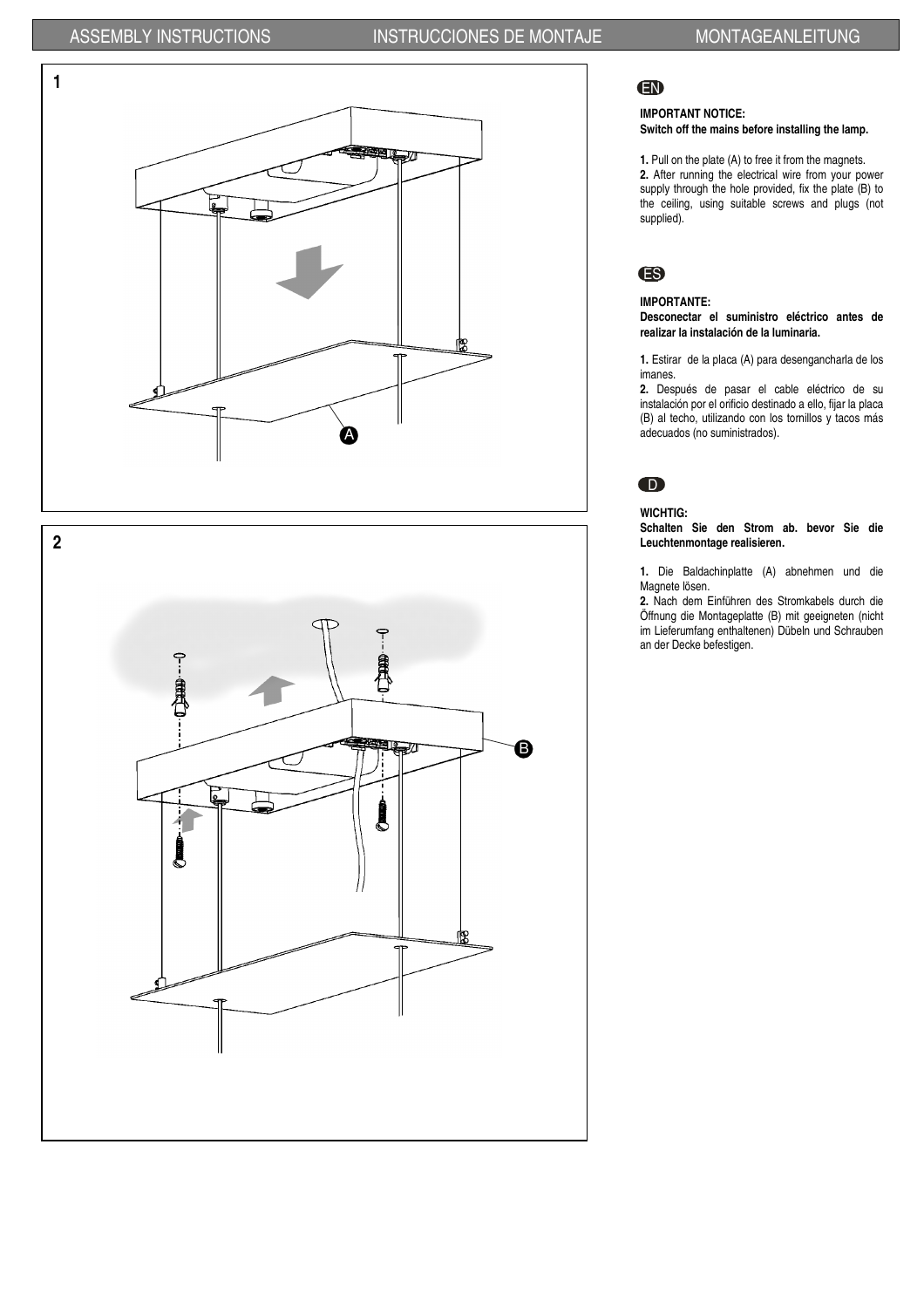ASSEMBLY INSTRUCTIONS INSTRUCCIONES DE MONTAJE MONTAGEANLEITUNG

1

A

2

B

EN

**IMPORTANT NOTICE:**
**Switch off the mains before installing the lamp.**

**1.** Pull on the plate (A) to free it from the magnets.
**2.** After running the electrical wire from your power supply through the hole provided, fix the plate (B) to the ceiling, using suitable screws and plugs (not supplied).

ES

**IMPORTANTE:**
**Desconectar el suministro eléctrico antes de realizar la instalación de la luminaria.**

**1.** Estirar de la placa (A) para desengancharla de los imanes.
**2.** Después de pasar el cable eléctrico de su instalación por el orificio destinado a ello, fijar la placa (B) al techo, utilizando con los tornillos y tacos más adecuados (no suministrados).

D

**WICHTIG:**
**Schalten Sie den Strom ab. bevor Sie die Leuchtenmontage realisieren.**

**1.** Die Baldachinplatte (A) abnehmen und die Magnete lösen.
**2.** Nach dem Einführen des Stromkabels durch die Öffnung die Montageplatte (B) mit geeigneten (nicht im Lieferumfang enthaltenen) Dübeln und Schrauben an der Decke befestigen.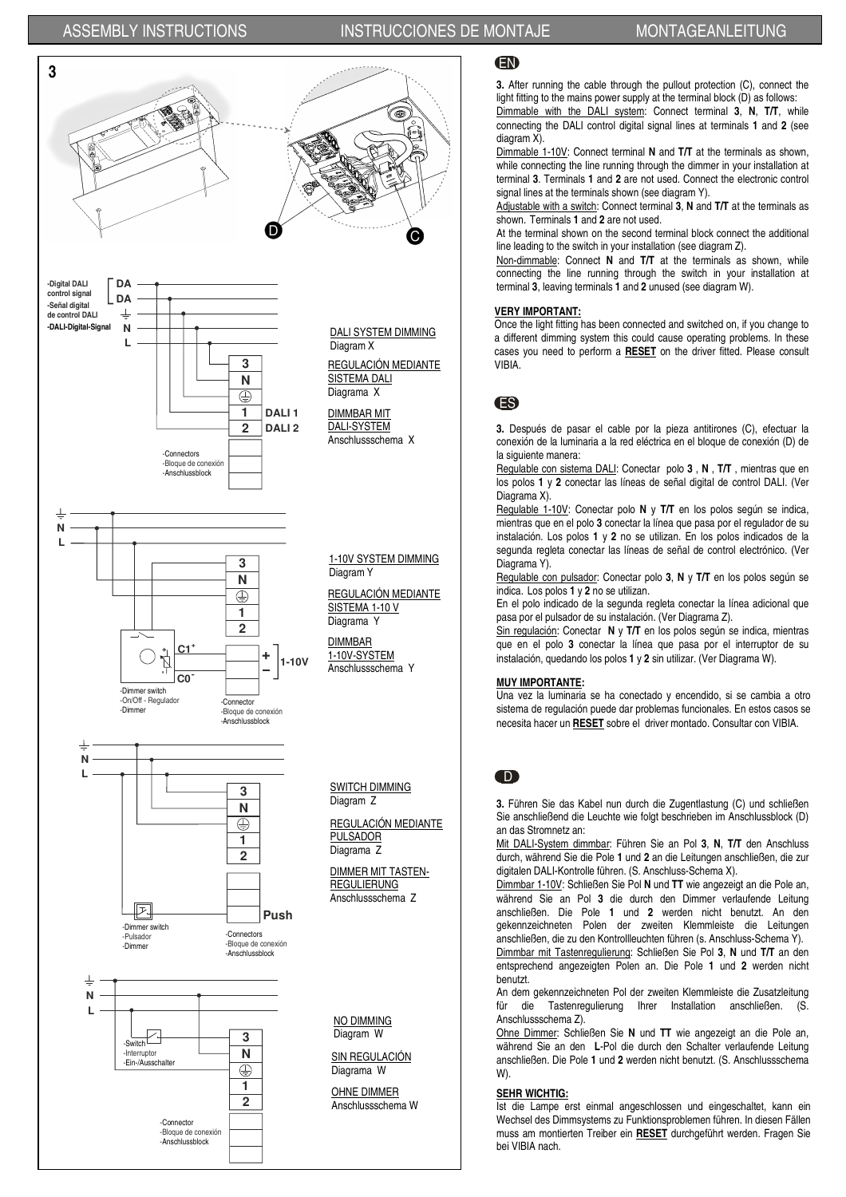ASSEMBLY INSTRUCTIONS — INSTRUCCIONES DE MONTAJE — MONTAGEANLEITUNG

**3**

D C

-Digital DALI control signal
-Señal digital de control DALI
-DALI-Digital-Signal

DA
DA
⏚
N
L

3
N
⏚
1 DALI 1
2 DALI 2

-Connectors
-Bloque de conexión
-Anschlussblock

DALI SYSTEM DIMMING
Diagram X

REGULACIÓN MEDIANTE SISTEMA DALI
Diagrama X

DIMMBAR MIT DALI-SYSTEM
Anschlussschema X

⏚
N
L

3
N
⏚
1
2

C1+
C0-
+ – 1-10V

-Dimmer switch
-On/Off - Regulador
-Dimmer

-Connector
-Bloque de conexión
-Anschlussblock

1-10V SYSTEM DIMMING
Diagram Y

REGULACIÓN MEDIANTE SISTEMA 1-10 V
Diagrama Y

DIMMBAR 1-10V-SYSTEM
Anschlussschema Y

⏚
N
L

3
N
⏚
1
2

Push

-Dimmer switch
-Pulsador
-Dimmer

-Connectors
-Bloque de conexión
-Anschlussblock

SWITCH DIMMING
Diagram Z

REGULACIÓN MEDIANTE PULSADOR
Diagrama Z

DIMMER MIT TASTEN-REGULIERUNG
Anschlussschema Z

⏚
N
L

-Switch
-Interruptor
-Ein-/Ausschalter

3
N
⏚
1
2

-Connector
-Bloque de conexión
-Anschlussblock

NO DIMMING
Diagram W

SIN REGULACIÓN
Diagrama W

OHNE DIMMER
Anschlussschema W

## EN

**3.** After running the cable through the pullout protection (C), connect the light fitting to the mains power supply at the terminal block (D) as follows:

Dimmable with the DALI system: Connect terminal **3**, **N**, **T/T**, while connecting the DALI control digital signal lines at terminals **1** and **2** (see diagram X).

Dimmable 1-10V: Connect terminal **N** and **T/T** at the terminals as shown, while connecting the line running through the dimmer in your installation at terminal **3**. Terminals **1** and **2** are not used. Connect the electronic control signal lines at the terminals shown (see diagram Y).

Adjustable with a switch: Connect terminal **3**, **N** and **T/T** at the terminals as shown. Terminals **1** and **2** are not used.

At the terminal shown on the second terminal block connect the additional line leading to the switch in your installation (see diagram Z).

Non-dimmable: Connect **N** and **T/T** at the terminals as shown, while connecting the line running through the switch in your installation at terminal **3**, leaving terminals **1** and **2** unused (see diagram W).

**VERY IMPORTANT:**

Once the light fitting has been connected and switched on, if you change to a different dimming system this could cause operating problems. In these cases you need to perform a **RESET** on the driver fitted. Please consult VIBIA.

## ES

**3.** Después de pasar el cable por la pieza antitirones (C), efectuar la conexión de la luminaria a la red eléctrica en el bloque de conexión (D) de la siguiente manera:

Regulable con sistema DALI: Conectar polo **3** , **N** , **T/T** , mientras que en los polos **1** y **2** conectar las líneas de señal digital de control DALI. (Ver Diagrama X).

Regulable 1-10V: Conectar polo **N** y **T/T** en los polos según se indica, mientras que en el polo **3** conectar la línea que pasa por el regulador de su instalación. Los polos **1** y **2** no se utilizan. En los polos indicados de la segunda regleta conectar las líneas de señal de control electrónico. (Ver Diagrama Y).

Regulable con pulsador: Conectar polo **3**, **N** y **T/T** en los polos según se indica. Los polos **1** y **2** no se utilizan.

En el polo indicado de la segunda regleta conectar la línea adicional que pasa por el pulsador de su instalación. (Ver Diagrama Z).

Sin regulación: Conectar **N** y **T/T** en los polos según se indica, mientras que en el polo **3** conectar la línea que pasa por el interruptor de su instalación, quedando los polos **1** y **2** sin utilizar. (Ver Diagrama W).

**MUY IMPORTANTE:**

Una vez la luminaria se ha conectado y encendido, si se cambia a otro sistema de regulación puede dar problemas funcionales. En estos casos se necesita hacer un **RESET** sobre el driver montado. Consultar con VIBIA.

## D

**3.** Führen Sie das Kabel nun durch die Zugentlastung (C) und schließen Sie anschließend die Leuchte wie folgt beschrieben im Anschlussblock (D) an das Stromnetz an:

Mit DALI-System dimmbar: Führen Sie an Pol **3**, **N**, **T/T** den Anschluss durch, während Sie die Pole **1** und **2** an die Leitungen anschließen, die zur digitalen DALI-Kontrolle führen. (S. Anschluss-Schema X).

Dimmbar 1-10V: Schließen Sie Pol **N** und **TT** wie angezeigt an die Pole an, während Sie an Pol **3** die durch den Dimmer verlaufende Leitung anschließen. Die Pole **1** und **2** werden nicht benutzt. An den gekennzeichneten Polen der zweiten Klemmleiste die Leitungen anschließen, die zu den Kontrollleuchten führen (s. Anschluss-Schema Y).

Dimmbar mit Tastenregulierung: Schließen Sie Pol **3**, **N** und **T/T** an den entsprechend angezeigten Polen an. Die Pole **1** und **2** werden nicht benutzt.

An dem gekennzeichneten Pol der zweiten Klemmleiste die Zusatzleitung für die Tastenregulierung Ihrer Installation anschließen. (S. Anschlussschema Z).

Ohne Dimmer: Schließen Sie **N** und **TT** wie angezeigt an die Pole an, während Sie an den **L**-Pol die durch den Schalter verlaufende Leitung anschließen. Die Pole **1** und **2** werden nicht benutzt. (S. Anschlussschema W).

**SEHR WICHTIG:**

Ist die Lampe erst einmal angeschlossen und eingeschaltet, kann ein Wechsel des Dimmsystems zu Funktionsproblemen führen. In diesen Fällen muss am montierten Treiber ein **RESET** durchgeführt werden. Fragen Sie bei VIBIA nach.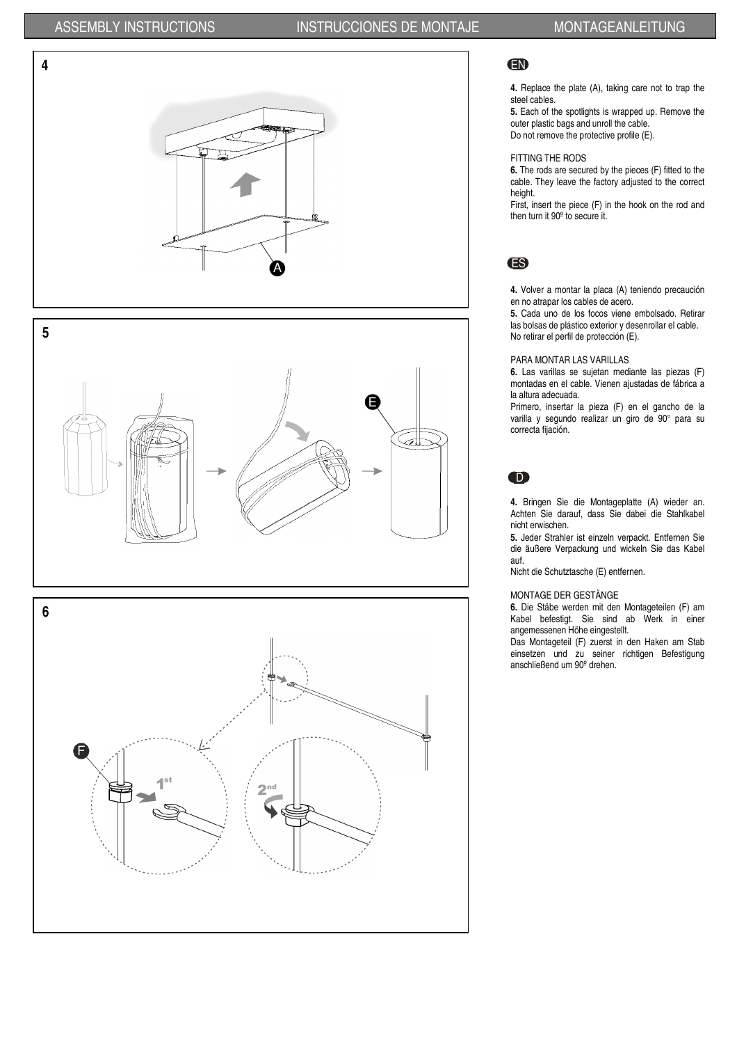# ASSEMBLY INSTRUCTIONS / INSTRUCCIONES DE MONTAJE / MONTAGEANLEITUNG

## EN

**4.** Replace the plate (A), taking care not to trap the steel cables.

**5.** Each of the spotlights is wrapped up. Remove the outer plastic bags and unroll the cable.
Do not remove the protective profile (E).

FITTING THE RODS

**6.** The rods are secured by the pieces (F) fitted to the cable. They leave the factory adjusted to the correct height.
First, insert the piece (F) in the hook on the rod and then turn it 90º to secure it.

## ES

**4.** Volver a montar la placa (A) teniendo precaución en no atrapar los cables de acero.

**5.** Cada uno de los focos viene embolsado. Retirar las bolsas de plástico exterior y desenrollar el cable.
No retirar el perfil de protección (E).

PARA MONTAR LAS VARILLAS

**6.** Las varillas se sujetan mediante las piezas (F) montadas en el cable. Vienen ajustadas de fábrica a la altura adecuada.
Primero, insertar la pieza (F) en el gancho de la varilla y segundo realizar un giro de 90° para su correcta fijación.

## D

**4.** Bringen Sie die Montageplatte (A) wieder an. Achten Sie darauf, dass Sie dabei die Stahlkabel nicht erwischen.

**5.** Jeder Strahler ist einzeln verpackt. Entfernen Sie die äußere Verpackung und wickeln Sie das Kabel auf.
Nicht die Schutztasche (E) entfernen.

MONTAGE DER GESTÄNGE

**6.** Die Stäbe werden mit den Montageteilen (F) am Kabel befestigt. Sie sind ab Werk in einer angemessenen Höhe eingestellt.
Das Montageteil (F) zuerst in den Haken am Stab einsetzen und zu seiner richtigen Befestigung anschließend um 90º drehen.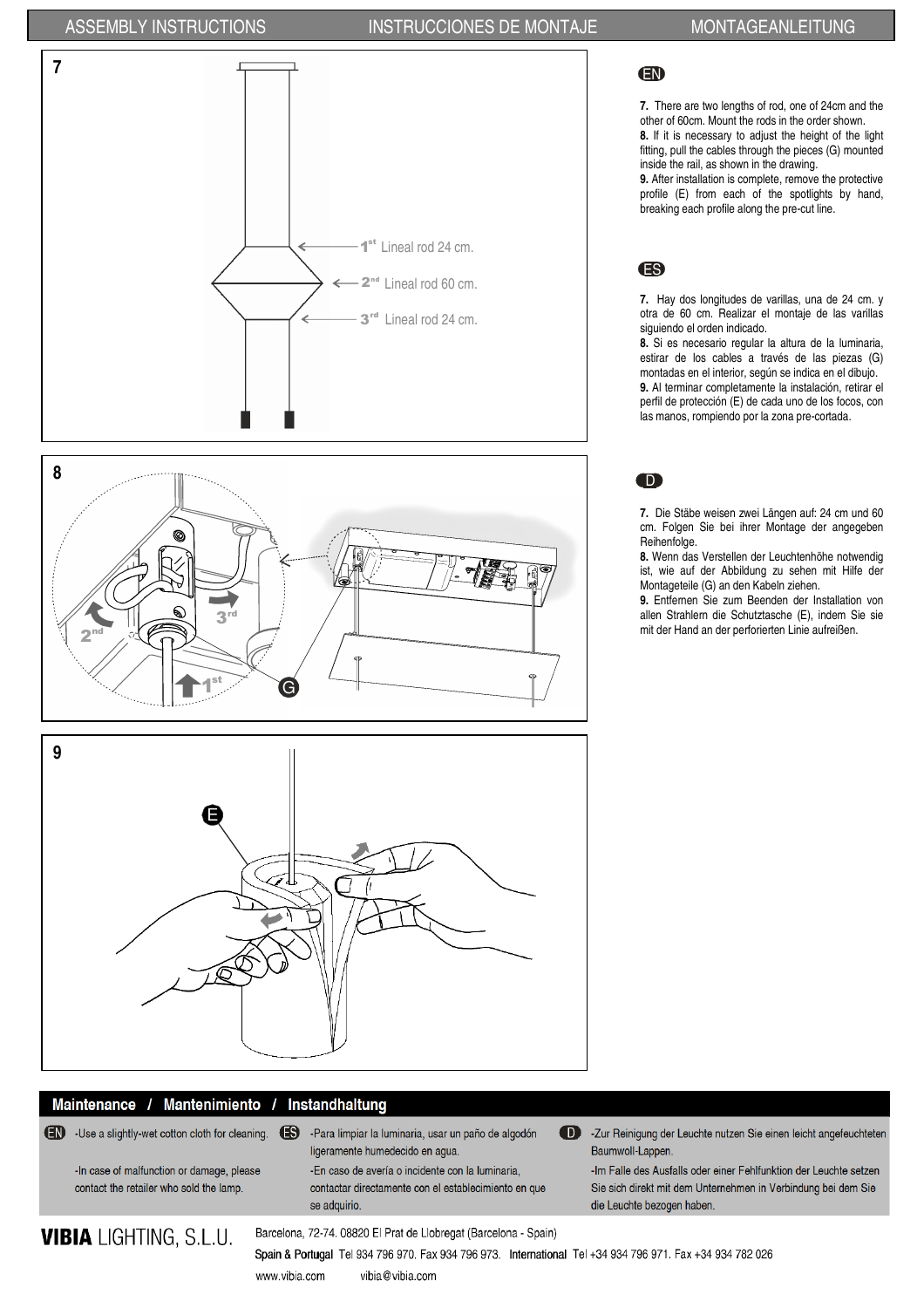ASSEMBLY INSTRUCTIONS — INSTRUCCIONES DE MONTAJE — MONTAGEANLEITUNG

**7**

1st Lineal rod 24 cm.

2nd Lineal rod 60 cm.

3rd Lineal rod 24 cm.

**8**

2nd

3rd

1st

G

**9**

E

**EN**

**7.** There are two lengths of rod, one of 24cm and the other of 60cm. Mount the rods in the order shown.
**8.** If it is necessary to adjust the height of the light fitting, pull the cables through the pieces (G) mounted inside the rail, as shown in the drawing.
**9.** After installation is complete, remove the protective profile (E) from each of the spotlights by hand, breaking each profile along the pre-cut line.

**ES**

**7.** Hay dos longitudes de varillas, una de 24 cm. y otra de 60 cm. Realizar el montaje de las varillas siguiendo el orden indicado.
**8.** Si es necesario regular la altura de la luminaria, estirar de los cables a través de las piezas (G) montadas en el interior, según se indica en el dibujo.
**9.** Al terminar completamente la instalación, retirar el perfil de protección (E) de cada uno de los focos, con las manos, rompiendo por la zona pre-cortada.

**D**

**7.** Die Stäbe weisen zwei Längen auf: 24 cm und 60 cm. Folgen Sie bei ihrer Montage der angegeben Reihenfolge.
**8.** Wenn das Verstellen der Leuchtenhöhe notwendig ist, wie auf der Abbildung zu sehen mit Hilfe der Montageteile (G) an den Kabeln ziehen.
**9.** Entfernen Sie zum Beenden der Installation von allen Strahlern die Schutztasche (E), indem Sie sie mit der Hand an der perforierten Linie aufreißen.

## Maintenance / Mantenimiento / Instandhaltung

**EN** -Use a slightly-wet cotton cloth for cleaning.

-In case of malfunction or damage, please contact the retailer who sold the lamp.

**ES** -Para limpiar la luminaria, usar un paño de algodón ligeramente humedecido en agua.

-En caso de avería o incidente con la luminaria, contactar directamente con el establecimiento en que se adquirio.

**D** -Zur Reinigung der Leuchte nutzen Sie einen leicht angefeuchteten Baumwoll-Lappen.

-Im Falle des Ausfalls oder einer Fehlfunktion der Leuchte setzen Sie sich direkt mit dem Unternehmen in Verbindung bei dem Sie die Leuchte bezogen haben.

**VIBIA** LIGHTING, S.L.U.

Barcelona, 72-74. 08820 El Prat de Llobregat (Barcelona - Spain)

**Spain & Portugal** Tel 934 796 970. Fax 934 796 973. **International** Tel +34 934 796 971. Fax +34 934 782 026

www.vibia.com vibia@vibia.com